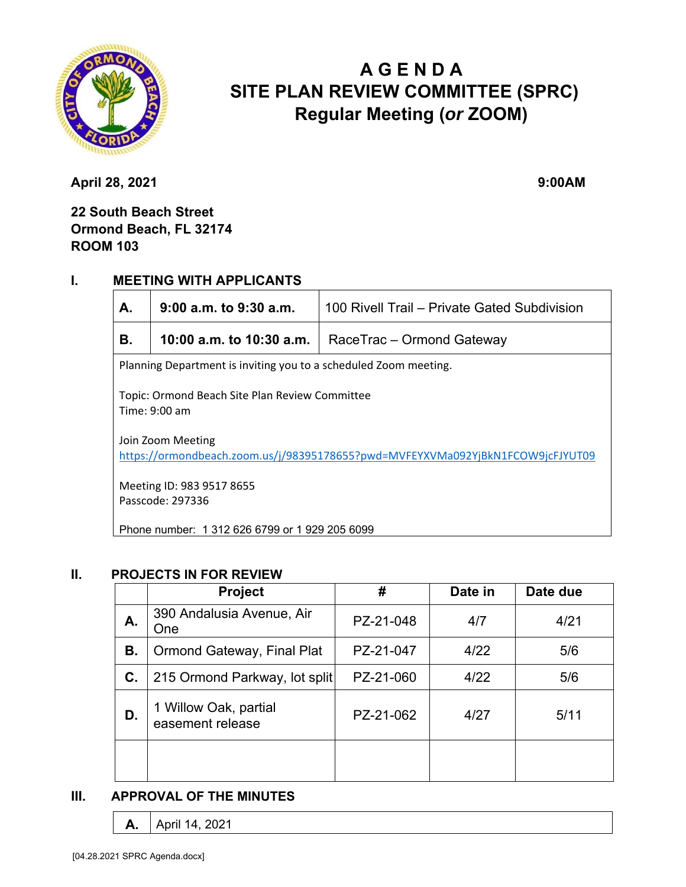# AGENDA
# SITE PLAN REVIEW COMMITTEE (SPRC)
## Regular Meeting (*or* ZOOM)

**April 28, 2021** **9:00AM**

**22 South Beach Street**
**Ormond Beach, FL 32174**
**ROOM 103**

## I. MEETING WITH APPLICANTS

| | | |
|---|---|---|
| **A.** | **9:00 a.m. to 9:30 a.m.** | 100 Rivell Trail – Private Gated Subdivision |
| **B.** | **10:00 a.m. to 10:30 a.m.** | RaceTrac – Ormond Gateway |

Planning Department is inviting you to a scheduled Zoom meeting.

Topic: Ormond Beach Site Plan Review Committee
Time: 9:00 am

Join Zoom Meeting
https://ormondbeach.zoom.us/j/98395178655?pwd=MVFEYXVMa092YjBkN1FCOW9jcFJYUT09

Meeting ID: 983 9517 8655
Passcode: 297336

Phone number: 1 312 626 6799 or 1 929 205 6099

## II. PROJECTS IN FOR REVIEW

| | Project | # | Date in | Date due |
|---|---|---|---|---|
| **A.** | 390 Andalusia Avenue, Air One | PZ-21-048 | 4/7 | 4/21 |
| **B.** | Ormond Gateway, Final Plat | PZ-21-047 | 4/22 | 5/6 |
| **C.** | 215 Ormond Parkway, lot split | PZ-21-060 | 4/22 | 5/6 |
| **D.** | 1 Willow Oak, partial easement release | PZ-21-062 | 4/27 | 5/11 |
| | | | | |

## III. APPROVAL OF THE MINUTES

| | |
|---|---|
| **A.** | April 14, 2021 |

[04.28.2021 SPRC Agenda.docx]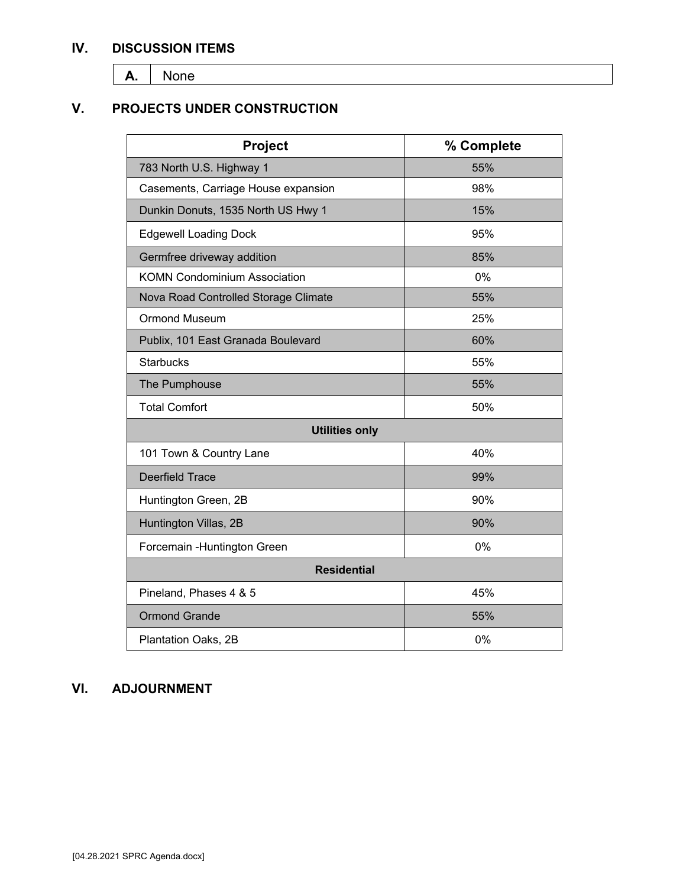## IV. DISCUSSION ITEMS

| | |
|---|---|
| **A.** | None |

## V. PROJECTS UNDER CONSTRUCTION

| Project | % Complete |
|---|---|
| 783 North U.S. Highway 1 | 55% |
| Casements, Carriage House expansion | 98% |
| Dunkin Donuts, 1535 North US Hwy 1 | 15% |
| Edgewell Loading Dock | 95% |
| Germfree driveway addition | 85% |
| KOMN Condominium Association | 0% |
| Nova Road Controlled Storage Climate | 55% |
| Ormond Museum | 25% |
| Publix, 101 East Granada Boulevard | 60% |
| Starbucks | 55% |
| The Pumphouse | 55% |
| Total Comfort | 50% |
| **Utilities only** | |
| 101 Town & Country Lane | 40% |
| Deerfield Trace | 99% |
| Huntington Green, 2B | 90% |
| Huntington Villas, 2B | 90% |
| Forcemain -Huntington Green | 0% |
| **Residential** | |
| Pineland, Phases 4 & 5 | 45% |
| Ormond Grande | 55% |
| Plantation Oaks, 2B | 0% |

## VI. ADJOURNMENT

[04.28.2021 SPRC Agenda.docx]